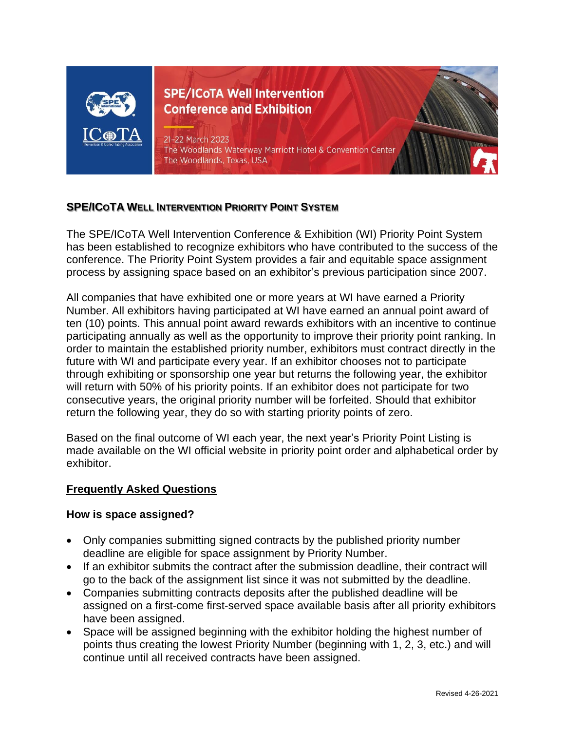SPE/ICoTA Well Intervention Conference and Exhibition

21-22 March 2023
The Woodlands Waterway Marriott Hotel & Convention Center
The Woodlands, Texas, USA

## SPE/ICoTA Well Intervention Priority Point System

The SPE/ICoTA Well Intervention Conference & Exhibition (WI) Priority Point System has been established to recognize exhibitors who have contributed to the success of the conference. The Priority Point System provides a fair and equitable space assignment process by assigning space based on an exhibitor's previous participation since 2007.

All companies that have exhibited one or more years at WI have earned a Priority Number. All exhibitors having participated at WI have earned an annual point award of ten (10) points. This annual point award rewards exhibitors with an incentive to continue participating annually as well as the opportunity to improve their priority point ranking. In order to maintain the established priority number, exhibitors must contract directly in the future with WI and participate every year. If an exhibitor chooses not to participate through exhibiting or sponsorship one year but returns the following year, the exhibitor will return with 50% of his priority points. If an exhibitor does not participate for two consecutive years, the original priority number will be forfeited. Should that exhibitor return the following year, they do so with starting priority points of zero.

Based on the final outcome of WI each year, the next year's Priority Point Listing is made available on the WI official website in priority point order and alphabetical order by exhibitor.

### Frequently Asked Questions

**How is space assigned?**

- Only companies submitting signed contracts by the published priority number deadline are eligible for space assignment by Priority Number.
- If an exhibitor submits the contract after the submission deadline, their contract will go to the back of the assignment list since it was not submitted by the deadline.
- Companies submitting contracts deposits after the published deadline will be assigned on a first-come first-served space available basis after all priority exhibitors have been assigned.
- Space will be assigned beginning with the exhibitor holding the highest number of points thus creating the lowest Priority Number (beginning with 1, 2, 3, etc.) and will continue until all received contracts have been assigned.

Revised 4-26-2021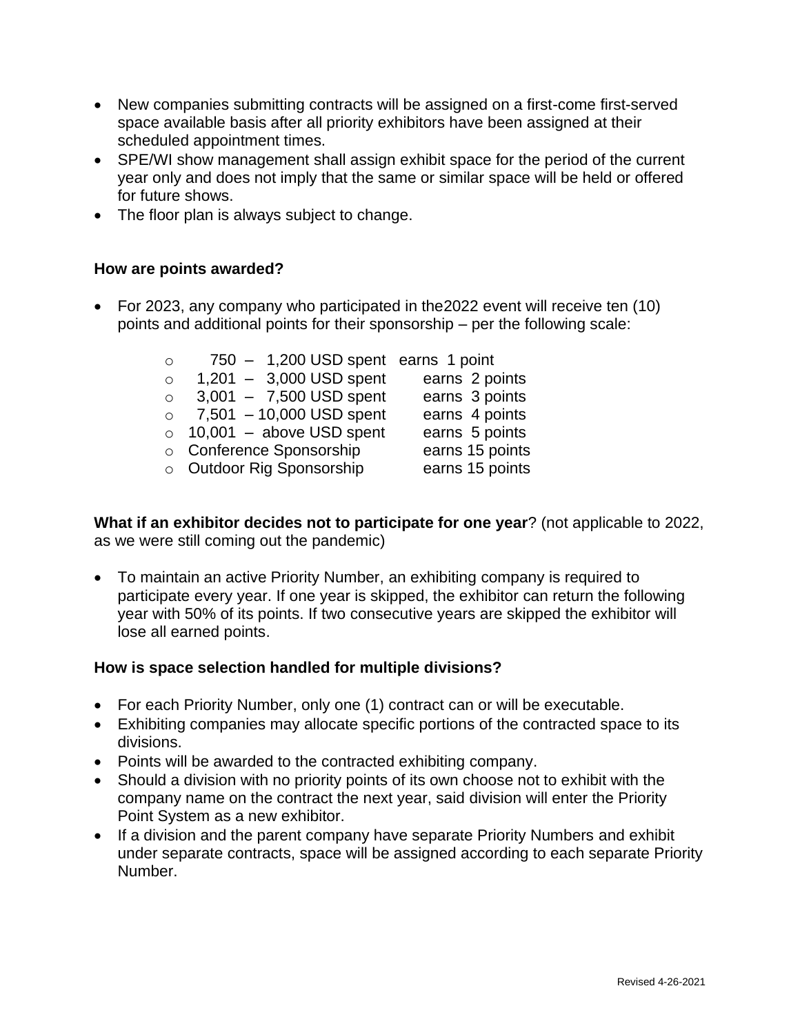- New companies submitting contracts will be assigned on a first-come first-served space available basis after all priority exhibitors have been assigned at their scheduled appointment times.
- SPE/WI show management shall assign exhibit space for the period of the current year only and does not imply that the same or similar space will be held or offered for future shows.
- The floor plan is always subject to change.

**How are points awarded?**

- For 2023, any company who participated in the2022 event will receive ten (10) points and additional points for their sponsorship – per the following scale:
  - 750 – 1,200 USD spent earns 1 point
  - 1,201 – 3,000 USD spent earns 2 points
  - 3,001 – 7,500 USD spent earns 3 points
  - 7,501 – 10,000 USD spent earns 4 points
  - 10,001 – above USD spent earns 5 points
  - Conference Sponsorship earns 15 points
  - Outdoor Rig Sponsorship earns 15 points

**What if an exhibitor decides not to participate for one year**? (not applicable to 2022, as we were still coming out the pandemic)

- To maintain an active Priority Number, an exhibiting company is required to participate every year. If one year is skipped, the exhibitor can return the following year with 50% of its points. If two consecutive years are skipped the exhibitor will lose all earned points.

**How is space selection handled for multiple divisions?**

- For each Priority Number, only one (1) contract can or will be executable.
- Exhibiting companies may allocate specific portions of the contracted space to its divisions.
- Points will be awarded to the contracted exhibiting company.
- Should a division with no priority points of its own choose not to exhibit with the company name on the contract the next year, said division will enter the Priority Point System as a new exhibitor.
- If a division and the parent company have separate Priority Numbers and exhibit under separate contracts, space will be assigned according to each separate Priority Number.

Revised 4-26-2021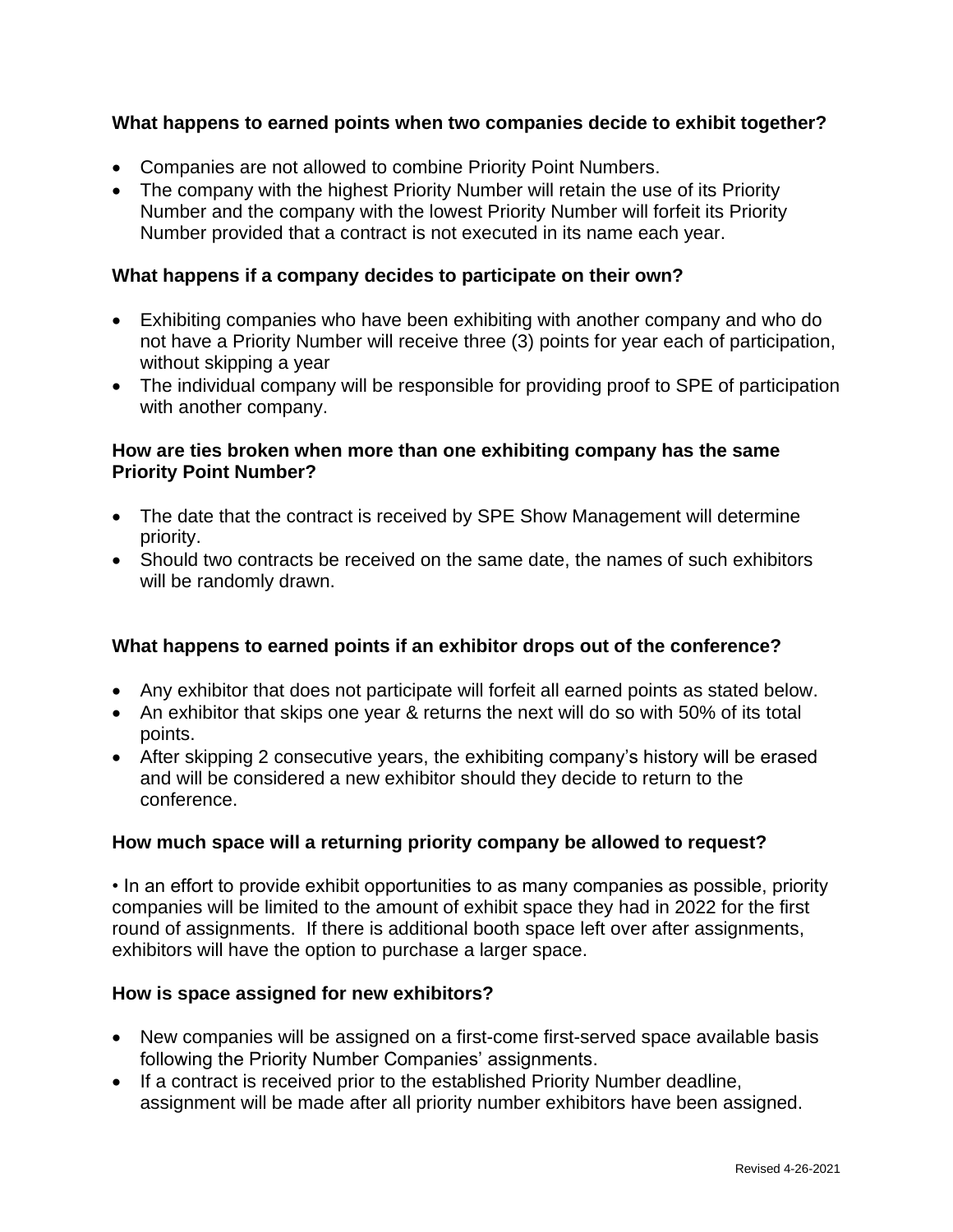### What happens to earned points when two companies decide to exhibit together?

- Companies are not allowed to combine Priority Point Numbers.
- The company with the highest Priority Number will retain the use of its Priority Number and the company with the lowest Priority Number will forfeit its Priority Number provided that a contract is not executed in its name each year.

### What happens if a company decides to participate on their own?

- Exhibiting companies who have been exhibiting with another company and who do not have a Priority Number will receive three (3) points for year each of participation, without skipping a year
- The individual company will be responsible for providing proof to SPE of participation with another company.

### How are ties broken when more than one exhibiting company has the same Priority Point Number?

- The date that the contract is received by SPE Show Management will determine priority.
- Should two contracts be received on the same date, the names of such exhibitors will be randomly drawn.

### What happens to earned points if an exhibitor drops out of the conference?

- Any exhibitor that does not participate will forfeit all earned points as stated below.
- An exhibitor that skips one year & returns the next will do so with 50% of its total points.
- After skipping 2 consecutive years, the exhibiting company's history will be erased and will be considered a new exhibitor should they decide to return to the conference.

### How much space will a returning priority company be allowed to request?

• In an effort to provide exhibit opportunities to as many companies as possible, priority companies will be limited to the amount of exhibit space they had in 2022 for the first round of assignments. If there is additional booth space left over after assignments, exhibitors will have the option to purchase a larger space.

### How is space assigned for new exhibitors?

- New companies will be assigned on a first-come first-served space available basis following the Priority Number Companies' assignments.
- If a contract is received prior to the established Priority Number deadline, assignment will be made after all priority number exhibitors have been assigned.

Revised 4-26-2021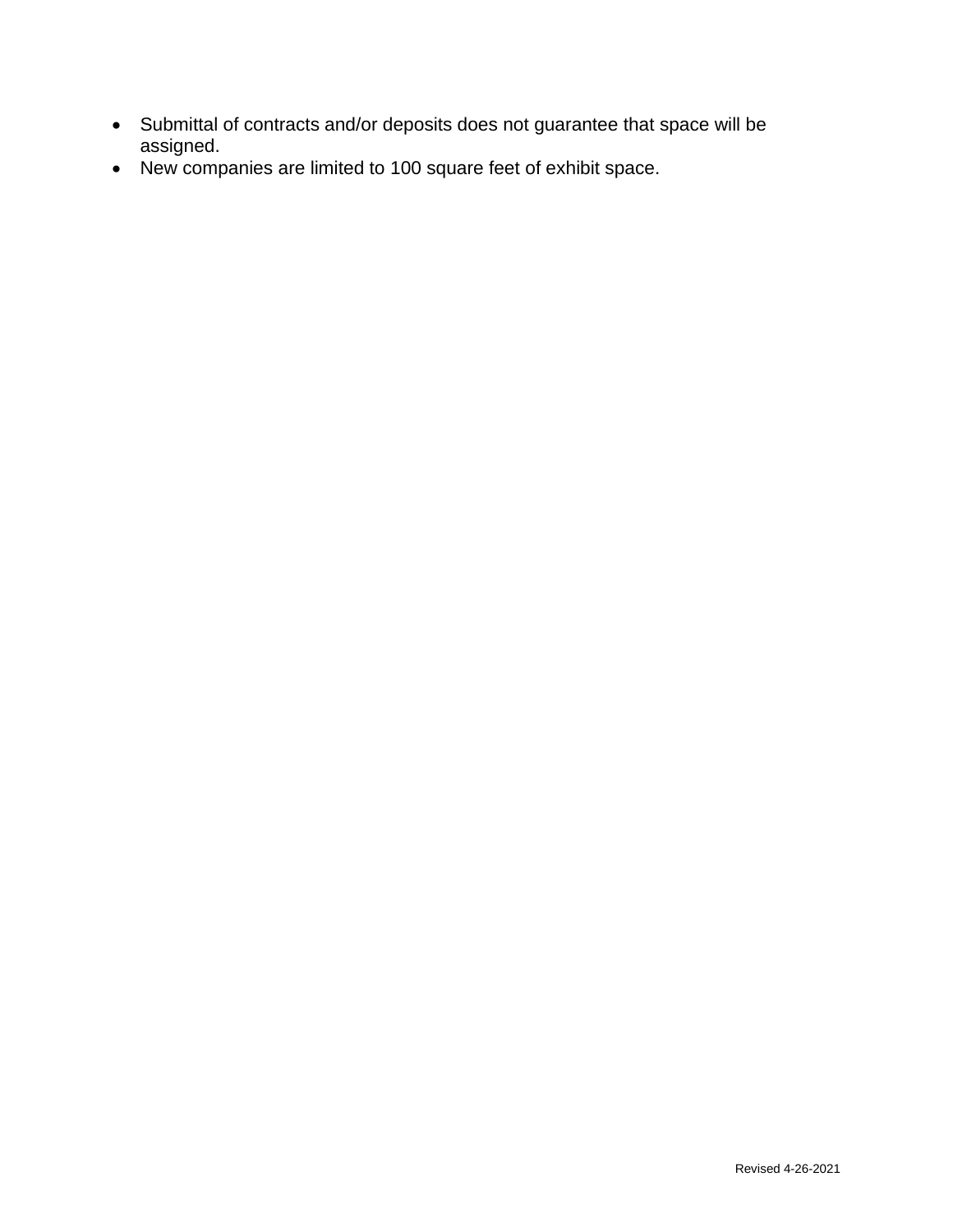- Submittal of contracts and/or deposits does not guarantee that space will be assigned.
- New companies are limited to 100 square feet of exhibit space.

Revised 4-26-2021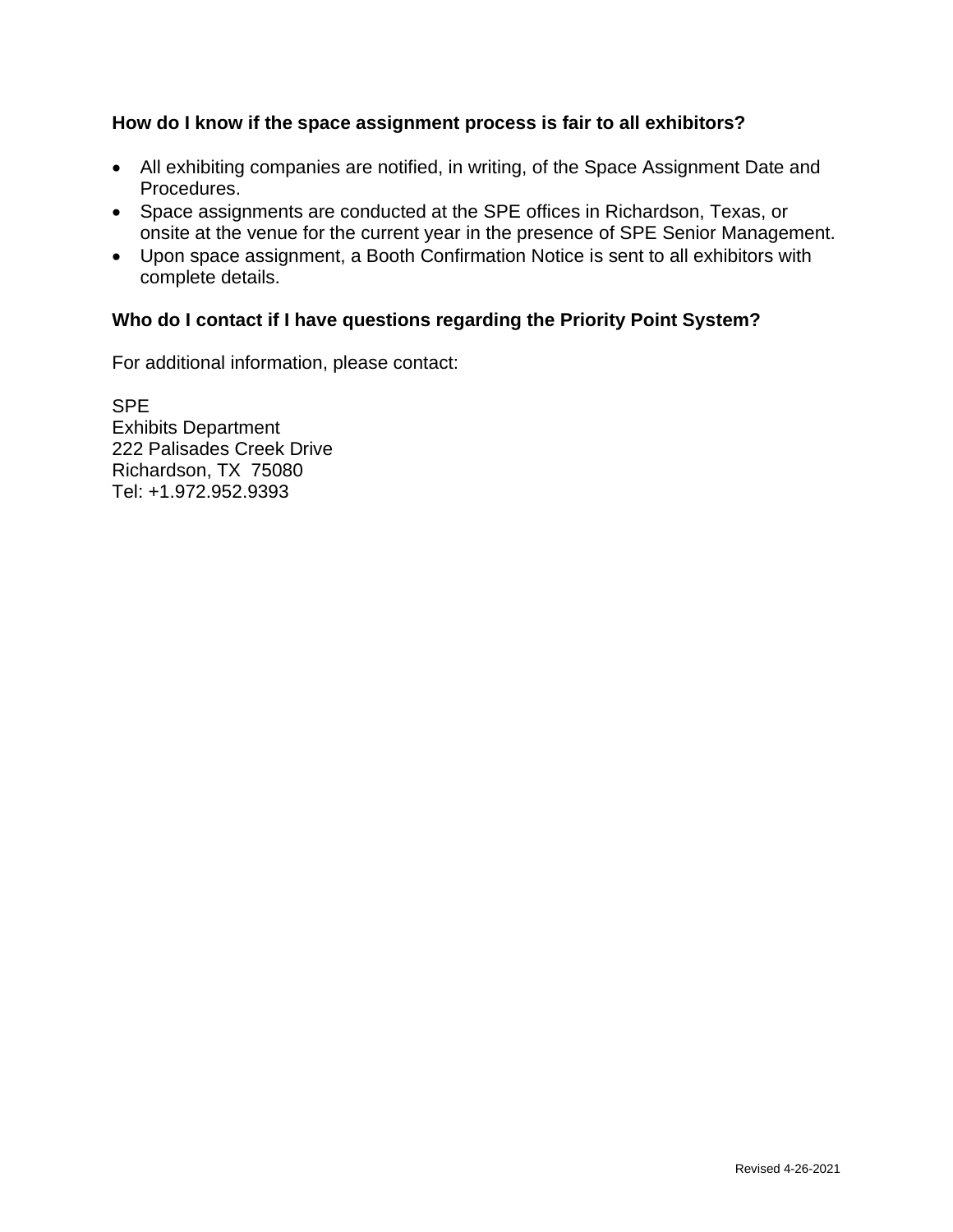**How do I know if the space assignment process is fair to all exhibitors?**

- All exhibiting companies are notified, in writing, of the Space Assignment Date and Procedures.
- Space assignments are conducted at the SPE offices in Richardson, Texas, or onsite at the venue for the current year in the presence of SPE Senior Management.
- Upon space assignment, a Booth Confirmation Notice is sent to all exhibitors with complete details.

**Who do I contact if I have questions regarding the Priority Point System?**

For additional information, please contact:

SPE
Exhibits Department
222 Palisades Creek Drive
Richardson, TX 75080
Tel: +1.972.952.9393

Revised 4-26-2021